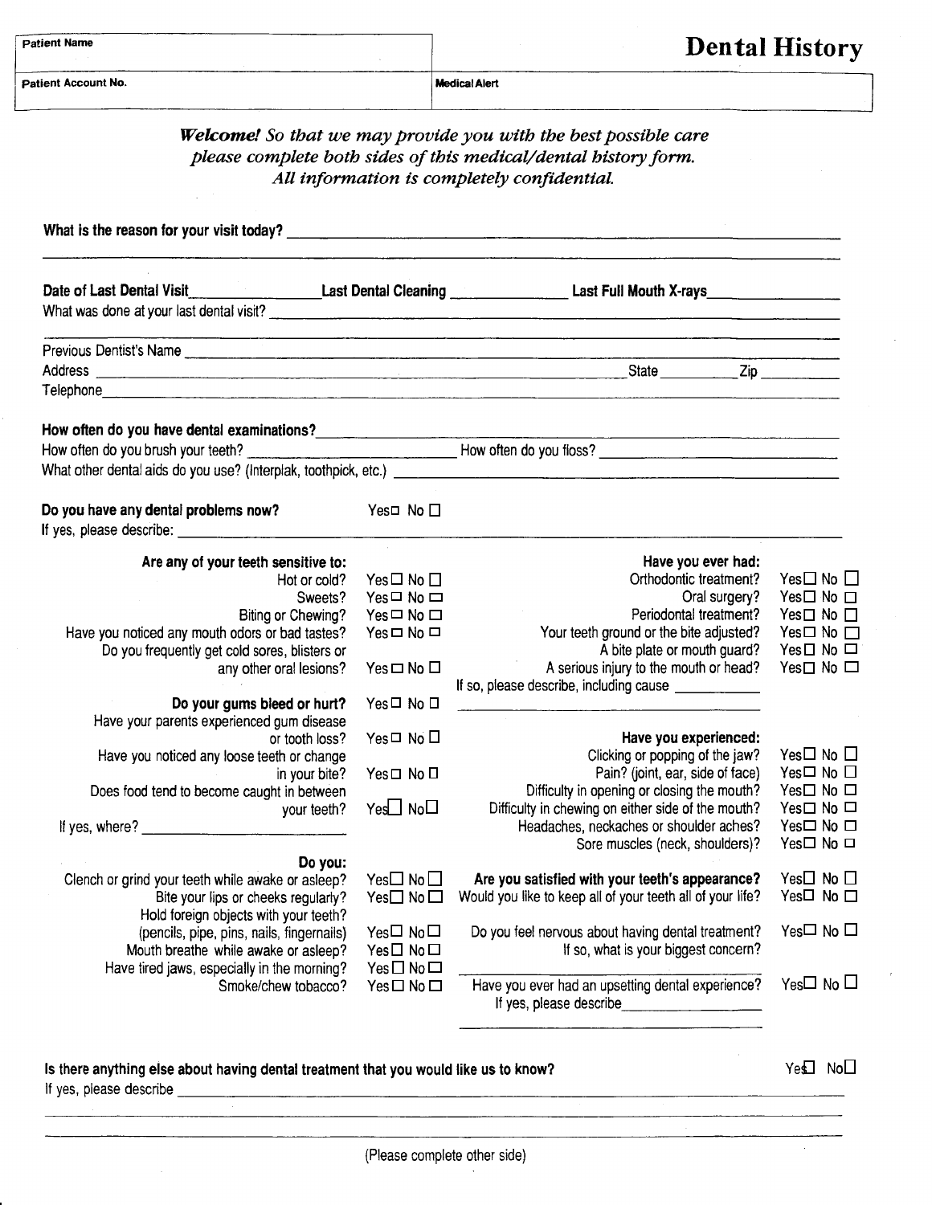| Patient Name | **Dental History** |
| --- | --- |
| Patient Account No. | Medical Alert |

*Welcome! So that we may provide you with the best possible care please complete both sides of this medical/dental history form. All information is completely confidential.*

**What is the reason for your visit today?** ____________________

**Date of Last Dental Visit** __________ **Last Dental Cleaning** __________ **Last Full Mouth X-rays** __________

What was done at your last dental visit? ____________________

Previous Dentist's Name ____________________

Address ____________________ State ________ Zip ________

Telephone ____________________

**How often do you have dental examinations?** ____________________

How often do you brush your teeth? __________ How often do you floss? __________

What other dental aids do you use? (Interplak, toothpick, etc.) ____________________

**Do you have any dental problems now?** Yes☐ No ☐

If yes, please describe: ____________________

**Are any of your teeth sensitive to:**

| | |
| --- | --- |
| Hot or cold? | Yes ☐ No ☐ |
| Sweets? | Yes ☐ No ☐ |
| Biting or Chewing? | Yes ☐ No ☐ |
| Have you noticed any mouth odors or bad tastes? | Yes ☐ No ☐ |
| Do you frequently get cold sores, blisters or any other oral lesions? | Yes ☐ No ☐ |
| **Do your gums bleed or hurt?** | Yes ☐ No ☐ |
| Have your parents experienced gum disease or tooth loss? | Yes ☐ No ☐ |
| Have you noticed any loose teeth or change in your bite? | Yes ☐ No ☐ |
| Does food tend to become caught in between your teeth? | Yes☐ No☐ |

If yes, where? __________

**Do you:**

| | |
| --- | --- |
| Clench or grind your teeth while awake or asleep? | Yes☐ No☐ |
| Bite your lips or cheeks regularly? | Yes☐ No☐ |
| Hold foreign objects with your teeth? (pencils, pipe, pins, nails, fingernails) | Yes☐ No☐ |
| Mouth breathe while awake or asleep? | Yes ☐ No☐ |
| Have tired jaws, especially in the morning? | Yes ☐ No☐ |
| Smoke/chew tobacco? | Yes ☐ No ☐ |

**Have you ever had:**

| | |
| --- | --- |
| Orthodontic treatment? | Yes☐ No ☐ |
| Oral surgery? | Yes☐ No ☐ |
| Periodontal treatment? | Yes☐ No ☐ |
| Your teeth ground or the bite adjusted? | Yes☐ No ☐ |
| A bite plate or mouth guard? | Yes☐ No ☐ |
| A serious injury to the mouth or head? | Yes☐ No ☐ |

If so, please describe, including cause __________

**Have you experienced:**

| | |
| --- | --- |
| Clicking or popping of the jaw? | Yes☐ No ☐ |
| Pain? (joint, ear, side of face) | Yes☐ No ☐ |
| Difficulty in opening or closing the mouth? | Yes☐ No ☐ |
| Difficulty in chewing on either side of the mouth? | Yes☐ No ☐ |
| Headaches, neckaches or shoulder aches? | Yes☐ No ☐ |
| Sore muscles (neck, shoulders)? | Yes☐ No ☐ |

| | |
| --- | --- |
| **Are you satisfied with your teeth's appearance?** | Yes☐ No ☐ |
| Would you like to keep all of your teeth all of your life? | Yes☐ No ☐ |
| Do you feel nervous about having dental treatment? | Yes☐ No ☐ |

If so, what is your biggest concern? __________

| | |
| --- | --- |
| Have you ever had an upsetting dental experience? | Yes☐ No ☐ |

If yes, please describe __________

**Is there anything else about having dental treatment that you would like us to know?** Yes☐ No☐

If yes, please describe ____________________

(Please complete other side)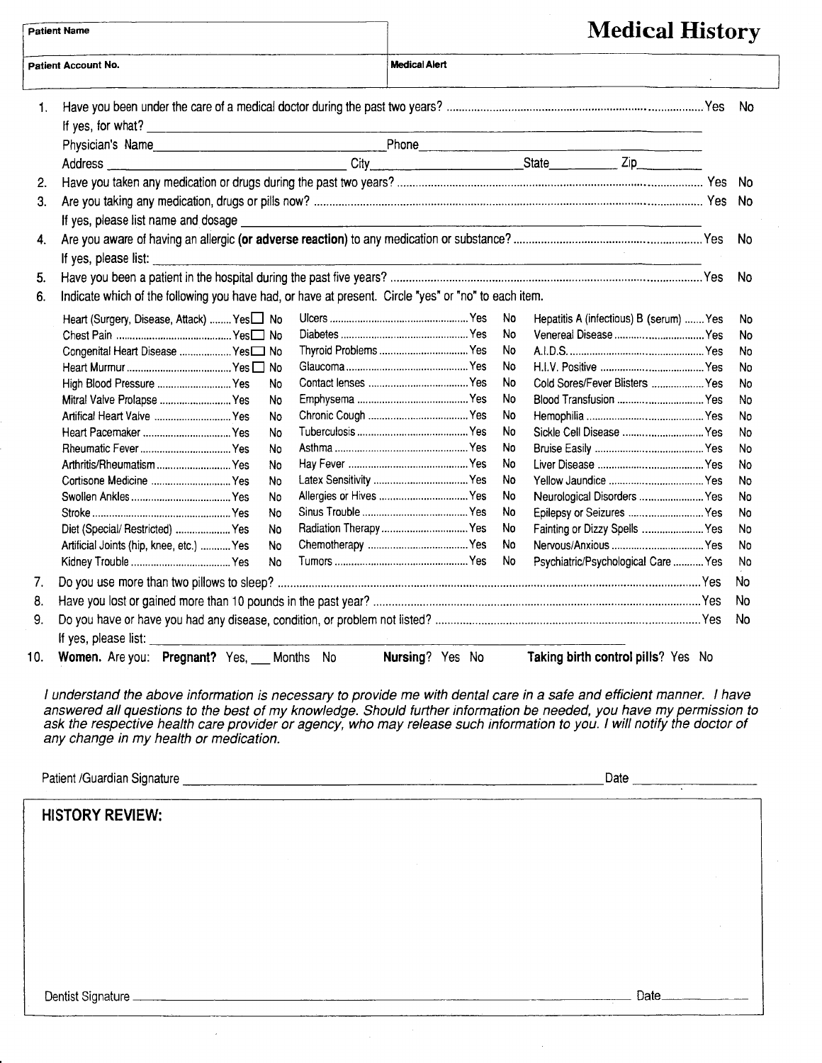| Patient Name | # Medical History |
| --- | --- |
| Patient Account No. | Medical Alert |

1. Have you been under the care of a medical doctor during the past two years? ........................ Yes No
   If yes, for what? ____________________
   Physician's Name ____________________ Phone ____________________
   Address ____________________ City ____________________ State ________ Zip ________
2. Have you taken any medication or drugs during the past two years? ........................ Yes No
3. Are you taking any medication, drugs or pills now? ........................ Yes No
   If yes, please list name and dosage ____________________
4. Are you aware of having an allergic **(or adverse reaction)** to any medication or substance? ........................ Yes No
   If yes, please list: ____________________
5. Have you been a patient in the hospital during the past five years? ........................ Yes No
6. Indicate which of the following you have had, or have at present. Circle "yes" or "no" to each item.

| | | | | | | | | |
| --- | --- | --- | --- | --- | --- | --- | --- | --- |
| Heart (Surgery, Disease, Attack) | Yes ☐ | No | Ulcers | Yes | No | Hepatitis A (infectious) B (serum) | Yes | No |
| Chest Pain | Yes ☐ | No | Diabetes | Yes | No | Venereal Disease | Yes | No |
| Congenital Heart Disease | Yes ☐ | No | Thyroid Problems | Yes | No | A.I.D.S. | Yes | No |
| Heart Murmur | Yes ☐ | No | Glaucoma | Yes | No | H.I.V. Positive | Yes | No |
| High Blood Pressure | Yes | No | Contact lenses | Yes | No | Cold Sores/Fever Blisters | Yes | No |
| Mitral Valve Prolapse | Yes | No | Emphysema | Yes | No | Blood Transfusion | Yes | No |
| Artifical Heart Valve | Yes | No | Chronic Cough | Yes | No | Hemophilia | Yes | No |
| Heart Pacemaker | Yes | No | Tuberculosis | Yes | No | Sickle Cell Disease | Yes | No |
| Rheumatic Fever | Yes | No | Asthma | Yes | No | Bruise Easily | Yes | No |
| Arthritis/Rheumatism | Yes | No | Hay Fever | Yes | No | Liver Disease | Yes | No |
| Cortisone Medicine | Yes | No | Latex Sensitivity | Yes | No | Yellow Jaundice | Yes | No |
| Swollen Ankles | Yes | No | Allergies or Hives | Yes | No | Neurological Disorders | Yes | No |
| Stroke | Yes | No | Sinus Trouble | Yes | No | Epilepsy or Seizures | Yes | No |
| Diet (Special/ Restricted) | Yes | No | Radiation Therapy | Yes | No | Fainting or Dizzy Spells | Yes | No |
| Artificial Joints (hip, knee, etc.) | Yes | No | Chemotherapy | Yes | No | Nervous/Anxious | Yes | No |
| Kidney Trouble | Yes | No | Tumors | Yes | No | Psychiatric/Psychological Care | Yes | No |

7. Do you use more than two pillows to sleep? ........................ Yes No
8. Have you lost or gained more than 10 pounds in the past year? ........................ Yes No
9. Do you have or have you had any disease, condition, or problem not listed? ........................ Yes No
   If yes, please list: ____________________
10. **Women.** Are you: **Pregnant?** Yes, ___ Months No **Nursing**? Yes No **Taking birth control pills**? Yes No

*I understand the above information is necessary to provide me with dental care in a safe and efficient manner. I have answered all questions to the best of my knowledge. Should further information be needed, you have my permission to ask the respective health care provider or agency, who may release such information to you. I will notify the doctor of any change in my health or medication.*

Patient /Guardian Signature ____________________ Date ____________

## HISTORY REVIEW:

Dentist Signature ____________________ Date ____________